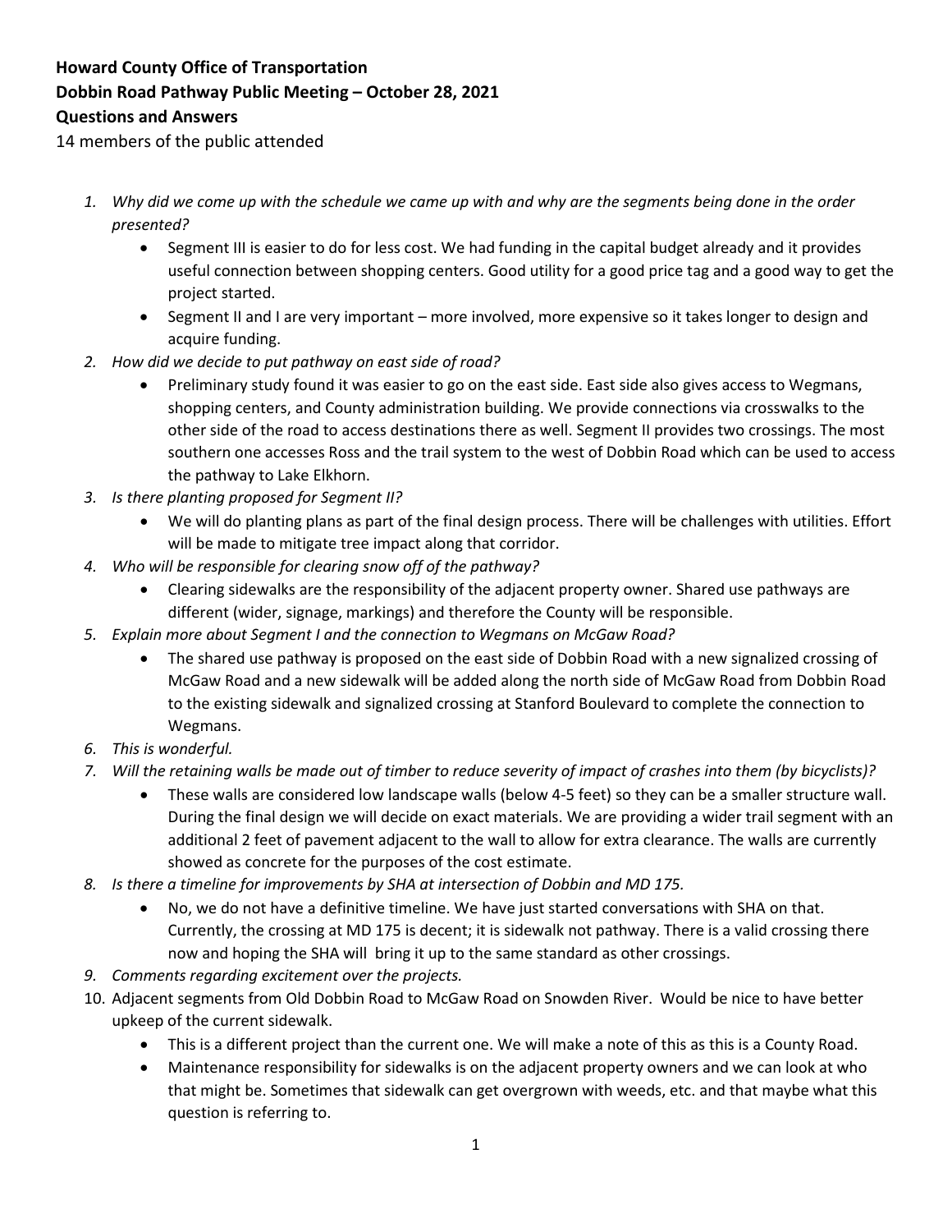**Howard County Office of Transportation**
**Dobbin Road Pathway Public Meeting – October 28, 2021**
**Questions and Answers**

14 members of the public attended

1. *Why did we come up with the schedule we came up with and why are the segments being done in the order presented?*
   - Segment III is easier to do for less cost. We had funding in the capital budget already and it provides useful connection between shopping centers. Good utility for a good price tag and a good way to get the project started.
   - Segment II and I are very important – more involved, more expensive so it takes longer to design and acquire funding.
2. *How did we decide to put pathway on east side of road?*
   - Preliminary study found it was easier to go on the east side. East side also gives access to Wegmans, shopping centers, and County administration building. We provide connections via crosswalks to the other side of the road to access destinations there as well. Segment II provides two crossings. The most southern one accesses Ross and the trail system to the west of Dobbin Road which can be used to access the pathway to Lake Elkhorn.
3. *Is there planting proposed for Segment II?*
   - We will do planting plans as part of the final design process. There will be challenges with utilities. Effort will be made to mitigate tree impact along that corridor.
4. *Who will be responsible for clearing snow off of the pathway?*
   - Clearing sidewalks are the responsibility of the adjacent property owner. Shared use pathways are different (wider, signage, markings) and therefore the County will be responsible.
5. *Explain more about Segment I and the connection to Wegmans on McGaw Road?*
   - The shared use pathway is proposed on the east side of Dobbin Road with a new signalized crossing of McGaw Road and a new sidewalk will be added along the north side of McGaw Road from Dobbin Road to the existing sidewalk and signalized crossing at Stanford Boulevard to complete the connection to Wegmans.
6. *This is wonderful.*
7. *Will the retaining walls be made out of timber to reduce severity of impact of crashes into them (by bicyclists)?*
   - These walls are considered low landscape walls (below 4-5 feet) so they can be a smaller structure wall. During the final design we will decide on exact materials. We are providing a wider trail segment with an additional 2 feet of pavement adjacent to the wall to allow for extra clearance. The walls are currently showed as concrete for the purposes of the cost estimate.
8. *Is there a timeline for improvements by SHA at intersection of Dobbin and MD 175.*
   - No, we do not have a definitive timeline. We have just started conversations with SHA on that. Currently, the crossing at MD 175 is decent; it is sidewalk not pathway. There is a valid crossing there now and hoping the SHA will bring it up to the same standard as other crossings.
9. *Comments regarding excitement over the projects.*
10. Adjacent segments from Old Dobbin Road to McGaw Road on Snowden River. Would be nice to have better upkeep of the current sidewalk.
    - This is a different project than the current one. We will make a note of this as this is a County Road.
    - Maintenance responsibility for sidewalks is on the adjacent property owners and we can look at who that might be. Sometimes that sidewalk can get overgrown with weeds, etc. and that maybe what this question is referring to.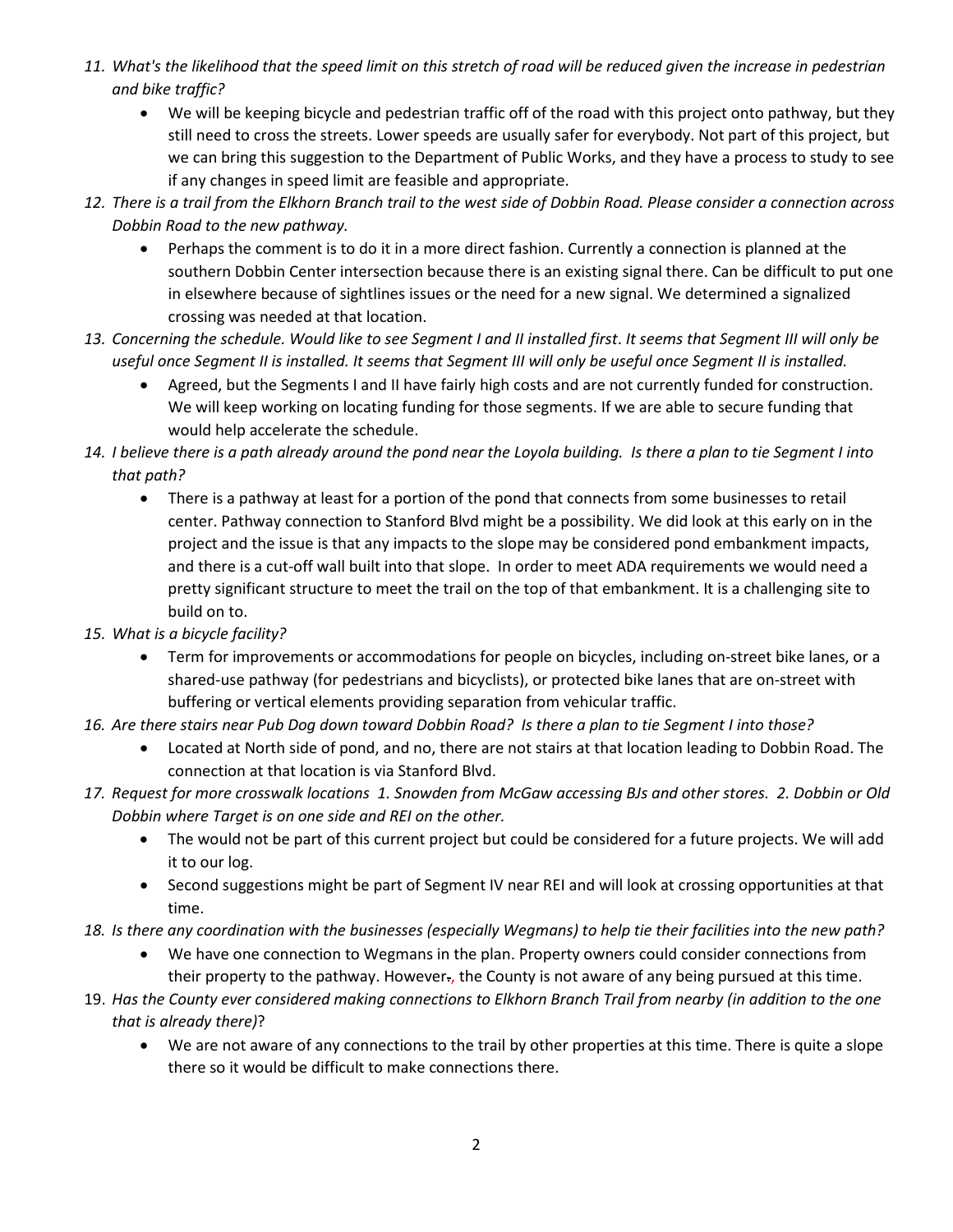11. *What's the likelihood that the speed limit on this stretch of road will be reduced given the increase in pedestrian and bike traffic?*
    - We will be keeping bicycle and pedestrian traffic off of the road with this project onto pathway, but they still need to cross the streets. Lower speeds are usually safer for everybody. Not part of this project, but we can bring this suggestion to the Department of Public Works, and they have a process to study to see if any changes in speed limit are feasible and appropriate.
12. *There is a trail from the Elkhorn Branch trail to the west side of Dobbin Road. Please consider a connection across Dobbin Road to the new pathway.*
    - Perhaps the comment is to do it in a more direct fashion. Currently a connection is planned at the southern Dobbin Center intersection because there is an existing signal there. Can be difficult to put one in elsewhere because of sightlines issues or the need for a new signal. We determined a signalized crossing was needed at that location.
13. *Concerning the schedule. Would like to see Segment I and II installed first. It seems that Segment III will only be useful once Segment II is installed. It seems that Segment III will only be useful once Segment II is installed.*
    - Agreed, but the Segments I and II have fairly high costs and are not currently funded for construction. We will keep working on locating funding for those segments. If we are able to secure funding that would help accelerate the schedule.
14. *I believe there is a path already around the pond near the Loyola building. Is there a plan to tie Segment I into that path?*
    - There is a pathway at least for a portion of the pond that connects from some businesses to retail center. Pathway connection to Stanford Blvd might be a possibility. We did look at this early on in the project and the issue is that any impacts to the slope may be considered pond embankment impacts, and there is a cut-off wall built into that slope. In order to meet ADA requirements we would need a pretty significant structure to meet the trail on the top of that embankment. It is a challenging site to build on to.
15. *What is a bicycle facility?*
    - Term for improvements or accommodations for people on bicycles, including on-street bike lanes, or a shared-use pathway (for pedestrians and bicyclists), or protected bike lanes that are on-street with buffering or vertical elements providing separation from vehicular traffic.
16. *Are there stairs near Pub Dog down toward Dobbin Road? Is there a plan to tie Segment I into those?*
    - Located at North side of pond, and no, there are not stairs at that location leading to Dobbin Road. The connection at that location is via Stanford Blvd.
17. *Request for more crosswalk locations 1. Snowden from McGaw accessing BJs and other stores. 2. Dobbin or Old Dobbin where Target is on one side and REI on the other.*
    - The would not be part of this current project but could be considered for a future projects. We will add it to our log.
    - Second suggestions might be part of Segment IV near REI and will look at crossing opportunities at that time.
18. *Is there any coordination with the businesses (especially Wegmans) to help tie their facilities into the new path?*
    - We have one connection to Wegmans in the plan. Property owners could consider connections from their property to the pathway. However~~.~~, the County is not aware of any being pursued at this time.
19. *Has the County ever considered making connections to Elkhorn Branch Trail from nearby (in addition to the one that is already there)*?
    - We are not aware of any connections to the trail by other properties at this time. There is quite a slope there so it would be difficult to make connections there.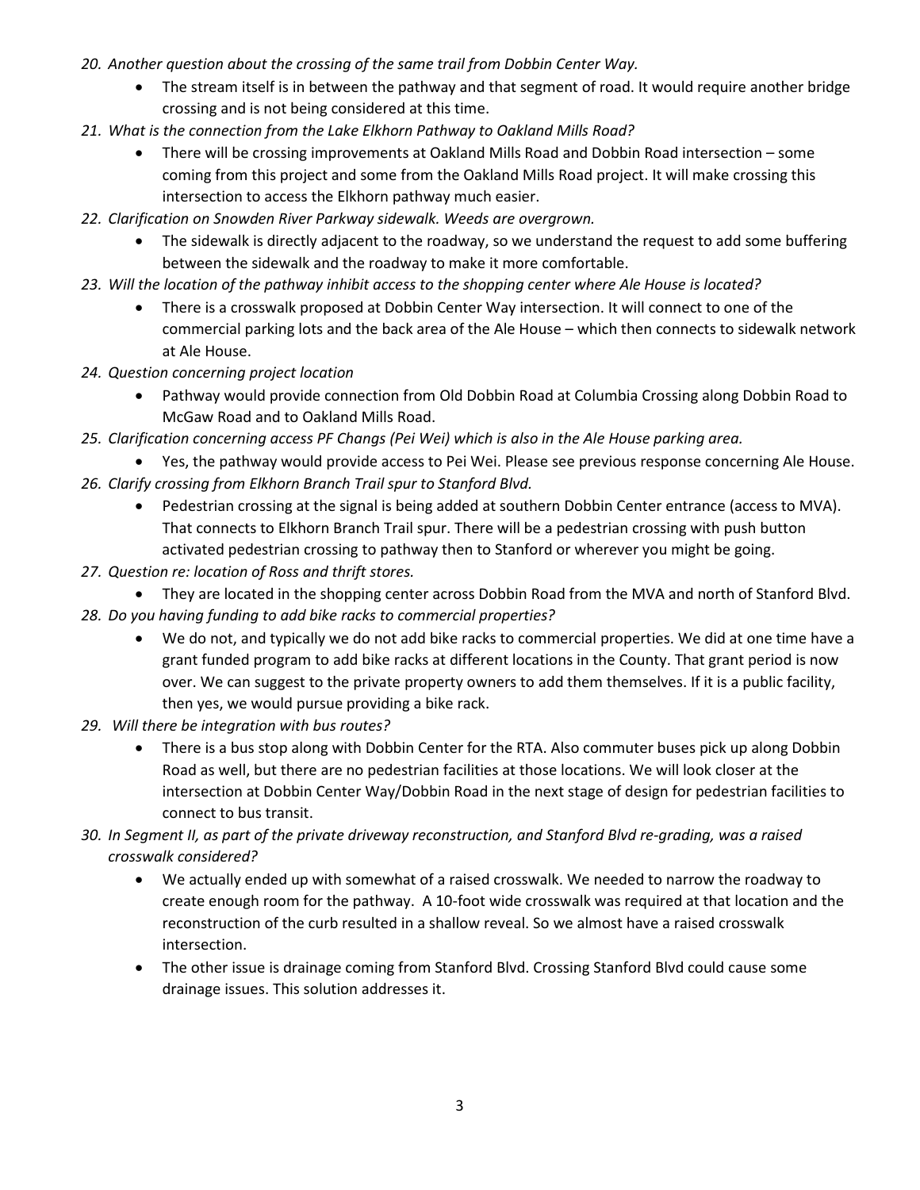20. *Another question about the crossing of the same trail from Dobbin Center Way.*
    - The stream itself is in between the pathway and that segment of road. It would require another bridge crossing and is not being considered at this time.
21. *What is the connection from the Lake Elkhorn Pathway to Oakland Mills Road?*
    - There will be crossing improvements at Oakland Mills Road and Dobbin Road intersection – some coming from this project and some from the Oakland Mills Road project. It will make crossing this intersection to access the Elkhorn pathway much easier.
22. *Clarification on Snowden River Parkway sidewalk. Weeds are overgrown.*
    - The sidewalk is directly adjacent to the roadway, so we understand the request to add some buffering between the sidewalk and the roadway to make it more comfortable.
23. *Will the location of the pathway inhibit access to the shopping center where Ale House is located?*
    - There is a crosswalk proposed at Dobbin Center Way intersection. It will connect to one of the commercial parking lots and the back area of the Ale House – which then connects to sidewalk network at Ale House.
24. *Question concerning project location*
    - Pathway would provide connection from Old Dobbin Road at Columbia Crossing along Dobbin Road to McGaw Road and to Oakland Mills Road.
25. *Clarification concerning access PF Changs (Pei Wei) which is also in the Ale House parking area.*
    - Yes, the pathway would provide access to Pei Wei. Please see previous response concerning Ale House.
26. *Clarify crossing from Elkhorn Branch Trail spur to Stanford Blvd.*
    - Pedestrian crossing at the signal is being added at southern Dobbin Center entrance (access to MVA). That connects to Elkhorn Branch Trail spur. There will be a pedestrian crossing with push button activated pedestrian crossing to pathway then to Stanford or wherever you might be going.
27. *Question re: location of Ross and thrift stores.*
    - They are located in the shopping center across Dobbin Road from the MVA and north of Stanford Blvd.
28. *Do you having funding to add bike racks to commercial properties?*
    - We do not, and typically we do not add bike racks to commercial properties. We did at one time have a grant funded program to add bike racks at different locations in the County. That grant period is now over. We can suggest to the private property owners to add them themselves. If it is a public facility, then yes, we would pursue providing a bike rack.
29. *Will there be integration with bus routes?*
    - There is a bus stop along with Dobbin Center for the RTA. Also commuter buses pick up along Dobbin Road as well, but there are no pedestrian facilities at those locations. We will look closer at the intersection at Dobbin Center Way/Dobbin Road in the next stage of design for pedestrian facilities to connect to bus transit.
30. *In Segment II, as part of the private driveway reconstruction, and Stanford Blvd re-grading, was a raised crosswalk considered?*
    - We actually ended up with somewhat of a raised crosswalk. We needed to narrow the roadway to create enough room for the pathway. A 10-foot wide crosswalk was required at that location and the reconstruction of the curb resulted in a shallow reveal. So we almost have a raised crosswalk intersection.
    - The other issue is drainage coming from Stanford Blvd. Crossing Stanford Blvd could cause some drainage issues. This solution addresses it.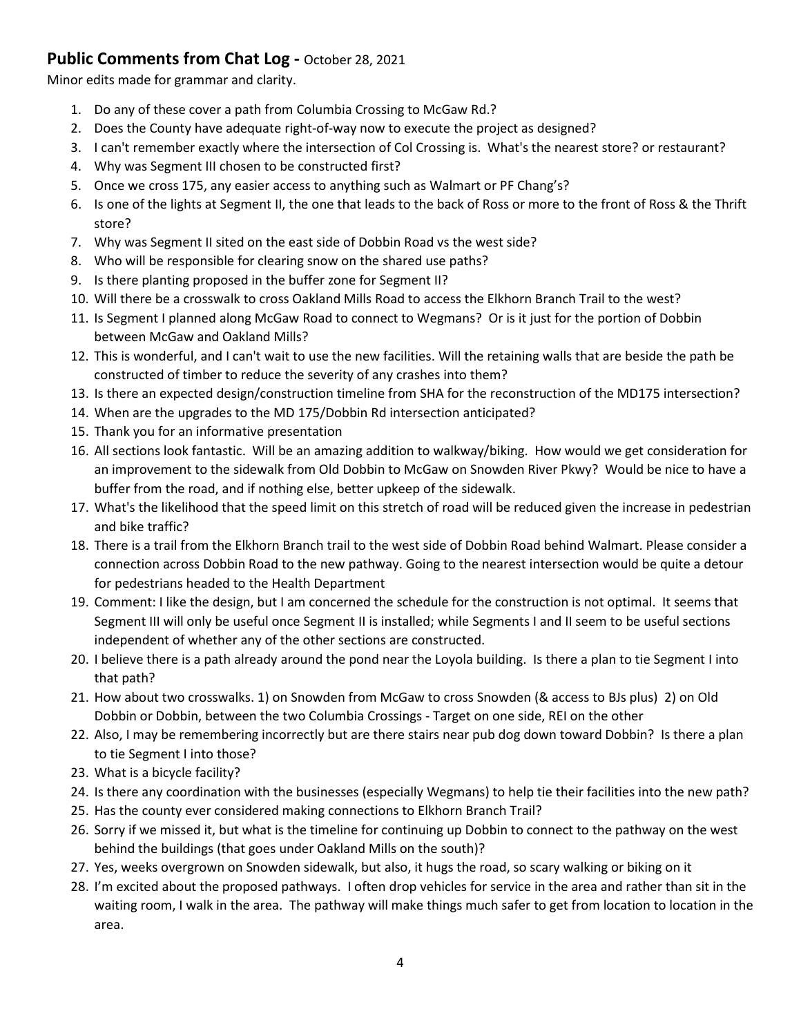## **Public Comments from Chat Log -** October 28, 2021

Minor edits made for grammar and clarity.

1. Do any of these cover a path from Columbia Crossing to McGaw Rd.?
2. Does the County have adequate right-of-way now to execute the project as designed?
3. I can't remember exactly where the intersection of Col Crossing is. What's the nearest store? or restaurant?
4. Why was Segment III chosen to be constructed first?
5. Once we cross 175, any easier access to anything such as Walmart or PF Chang's?
6. Is one of the lights at Segment II, the one that leads to the back of Ross or more to the front of Ross & the Thrift store?
7. Why was Segment II sited on the east side of Dobbin Road vs the west side?
8. Who will be responsible for clearing snow on the shared use paths?
9. Is there planting proposed in the buffer zone for Segment II?
10. Will there be a crosswalk to cross Oakland Mills Road to access the Elkhorn Branch Trail to the west?
11. Is Segment I planned along McGaw Road to connect to Wegmans? Or is it just for the portion of Dobbin between McGaw and Oakland Mills?
12. This is wonderful, and I can't wait to use the new facilities. Will the retaining walls that are beside the path be constructed of timber to reduce the severity of any crashes into them?
13. Is there an expected design/construction timeline from SHA for the reconstruction of the MD175 intersection?
14. When are the upgrades to the MD 175/Dobbin Rd intersection anticipated?
15. Thank you for an informative presentation
16. All sections look fantastic. Will be an amazing addition to walkway/biking. How would we get consideration for an improvement to the sidewalk from Old Dobbin to McGaw on Snowden River Pkwy? Would be nice to have a buffer from the road, and if nothing else, better upkeep of the sidewalk.
17. What's the likelihood that the speed limit on this stretch of road will be reduced given the increase in pedestrian and bike traffic?
18. There is a trail from the Elkhorn Branch trail to the west side of Dobbin Road behind Walmart. Please consider a connection across Dobbin Road to the new pathway. Going to the nearest intersection would be quite a detour for pedestrians headed to the Health Department
19. Comment: I like the design, but I am concerned the schedule for the construction is not optimal. It seems that Segment III will only be useful once Segment II is installed; while Segments I and II seem to be useful sections independent of whether any of the other sections are constructed.
20. I believe there is a path already around the pond near the Loyola building. Is there a plan to tie Segment I into that path?
21. How about two crosswalks. 1) on Snowden from McGaw to cross Snowden (& access to BJs plus) 2) on Old Dobbin or Dobbin, between the two Columbia Crossings - Target on one side, REI on the other
22. Also, I may be remembering incorrectly but are there stairs near pub dog down toward Dobbin? Is there a plan to tie Segment I into those?
23. What is a bicycle facility?
24. Is there any coordination with the businesses (especially Wegmans) to help tie their facilities into the new path?
25. Has the county ever considered making connections to Elkhorn Branch Trail?
26. Sorry if we missed it, but what is the timeline for continuing up Dobbin to connect to the pathway on the west behind the buildings (that goes under Oakland Mills on the south)?
27. Yes, weeks overgrown on Snowden sidewalk, but also, it hugs the road, so scary walking or biking on it
28. I'm excited about the proposed pathways. I often drop vehicles for service in the area and rather than sit in the waiting room, I walk in the area. The pathway will make things much safer to get from location to location in the area.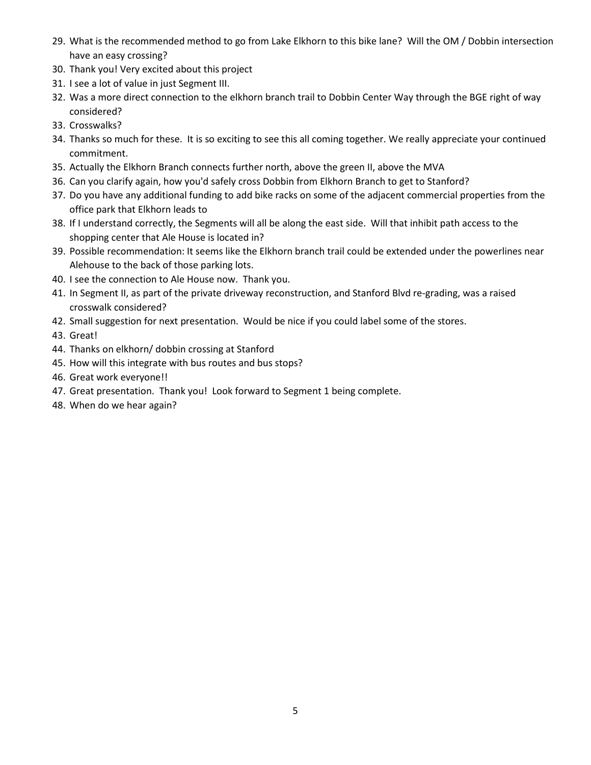29. What is the recommended method to go from Lake Elkhorn to this bike lane? Will the OM / Dobbin intersection have an easy crossing?
30. Thank you! Very excited about this project
31. I see a lot of value in just Segment III.
32. Was a more direct connection to the elkhorn branch trail to Dobbin Center Way through the BGE right of way considered?
33. Crosswalks?
34. Thanks so much for these. It is so exciting to see this all coming together. We really appreciate your continued commitment.
35. Actually the Elkhorn Branch connects further north, above the green II, above the MVA
36. Can you clarify again, how you'd safely cross Dobbin from Elkhorn Branch to get to Stanford?
37. Do you have any additional funding to add bike racks on some of the adjacent commercial properties from the office park that Elkhorn leads to
38. If I understand correctly, the Segments will all be along the east side. Will that inhibit path access to the shopping center that Ale House is located in?
39. Possible recommendation: It seems like the Elkhorn branch trail could be extended under the powerlines near Alehouse to the back of those parking lots.
40. I see the connection to Ale House now. Thank you.
41. In Segment II, as part of the private driveway reconstruction, and Stanford Blvd re-grading, was a raised crosswalk considered?
42. Small suggestion for next presentation. Would be nice if you could label some of the stores.
43. Great!
44. Thanks on elkhorn/ dobbin crossing at Stanford
45. How will this integrate with bus routes and bus stops?
46. Great work everyone!!
47. Great presentation. Thank you! Look forward to Segment 1 being complete.
48. When do we hear again?